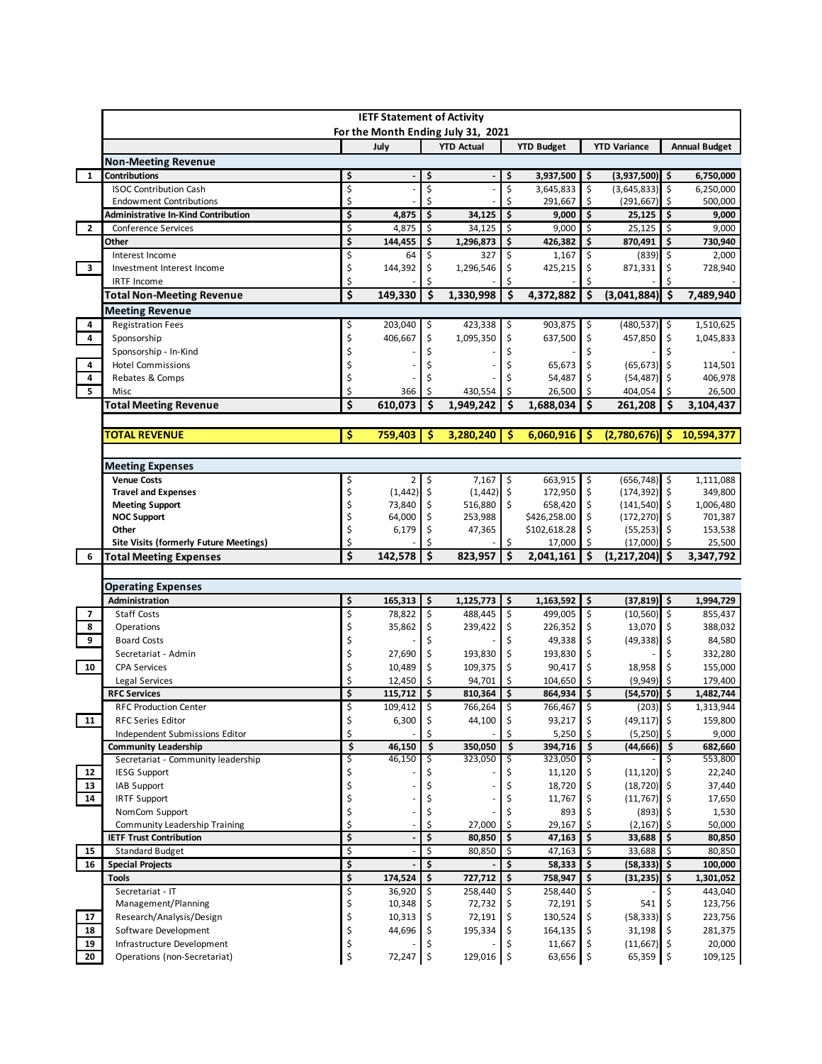# IETF Statement of Activity

For the Month Ending July 31, 2021

| # | | July | YTD Actual | YTD Budget | YTD Variance | Annual Budget |
|---|---|---|---|---|---|---|
| | **Non-Meeting Revenue** | | | | | |
| 1 | **Contributions** | **$ -** | **$ -** | **$ 3,937,500** | **$ (3,937,500)** | **$ 6,750,000** |
| | ISOC Contribution Cash | $ - | $ - | $ 3,645,833 | $ (3,645,833) | $ 6,250,000 |
| | Endowment Contributions | $ - | $ - | $ 291,667 | $ (291,667) | $ 500,000 |
| | **Administrative In-Kind Contribution** | **$ 4,875** | **$ 34,125** | **$ 9,000** | **$ 25,125** | **$ 9,000** |
| 2 | Conference Services | $ 4,875 | $ 34,125 | $ 9,000 | $ 25,125 | $ 9,000 |
| | **Other** | **$ 144,455** | **$ 1,296,873** | **$ 426,382** | **$ 870,491** | **$ 730,940** |
| | Interest Income | $ 64 | $ 327 | $ 1,167 | $ (839) | $ 2,000 |
| 3 | Investment Interest Income | $ 144,392 | $ 1,296,546 | $ 425,215 | $ 871,331 | $ 728,940 |
| | IRTF Income | $ - | $ - | $ - | $ - | $ - |
| | **Total Non-Meeting Revenue** | **$ 149,330** | **$ 1,330,998** | **$ 4,372,882** | **$ (3,041,884)** | **$ 7,489,940** |
| | **Meeting Revenue** | | | | | |
| 4 | Registration Fees | $ 203,040 | $ 423,338 | $ 903,875 | $ (480,537) | $ 1,510,625 |
| 4 | Sponsorship | $ 406,667 | $ 1,095,350 | $ 637,500 | $ 457,850 | $ 1,045,833 |
| | Sponsorship - In-Kind | $ - | $ - | $ - | $ - | $ - |
| 4 | Hotel Commissions | $ - | $ - | $ 65,673 | $ (65,673) | $ 114,501 |
| 4 | Rebates & Comps | $ - | $ - | $ 54,487 | $ (54,487) | $ 406,978 |
| 5 | Misc | $ 366 | $ 430,554 | $ 26,500 | $ 404,054 | $ 26,500 |
| | **Total Meeting Revenue** | **$ 610,073** | **$ 1,949,242** | **$ 1,688,034** | **$ 261,208** | **$ 3,104,437** |
| | | | | | | |
| | **TOTAL REVENUE** | **$ 759,403** | **$ 3,280,240** | **$ 6,060,916** | **$ (2,780,676)** | **$ 10,594,377** |
| | | | | | | |
| | **Meeting Expenses** | | | | | |
| | **Venue Costs** | $ 2 | $ 7,167 | $ 663,915 | $ (656,748) | $ 1,111,088 |
| | **Travel and Expenses** | $ (1,442) | $ (1,442) | $ 172,950 | $ (174,392) | $ 349,800 |
| | **Meeting Support** | $ 73,840 | $ 516,880 | $ 658,420 | $ (141,540) | $ 1,006,480 |
| | **NOC Support** | $ 64,000 | $ 253,988 | $426,258.00 | $ (172,270) | $ 701,387 |
| | **Other** | $ 6,179 | $ 47,365 | $102,618.28 | $ (55,253) | $ 153,538 |
| | **Site Visits (formerly Future Meetings)** | $ - | $ - | $ 17,000 | $ (17,000) | $ 25,500 |
| 6 | **Total Meeting Expenses** | **$ 142,578** | **$ 823,957** | **$ 2,041,161** | **$ (1,217,204)** | **$ 3,347,792** |
| | | | | | | |
| | **Operating Expenses** | | | | | |
| | **Administration** | **$ 165,313** | **$ 1,125,773** | **$ 1,163,592** | **$ (37,819)** | **$ 1,994,729** |
| 7 | Staff Costs | $ 78,822 | $ 488,445 | $ 499,005 | $ (10,560) | $ 855,437 |
| 8 | Operations | $ 35,862 | $ 239,422 | $ 226,352 | $ 13,070 | $ 388,032 |
| 9 | Board Costs | $ - | $ - | $ 49,338 | $ (49,338) | $ 84,580 |
| | Secretariat - Admin | $ 27,690 | $ 193,830 | $ 193,830 | $ - | $ 332,280 |
| 10 | CPA Services | $ 10,489 | $ 109,375 | $ 90,417 | $ 18,958 | $ 155,000 |
| | Legal Services | $ 12,450 | $ 94,701 | $ 104,650 | $ (9,949) | $ 179,400 |
| | **RFC Services** | **$ 115,712** | **$ 810,364** | **$ 864,934** | **$ (54,570)** | **$ 1,482,744** |
| | RFC Production Center | $ 109,412 | $ 766,264 | $ 766,467 | $ (203) | $ 1,313,944 |
| 11 | RFC Series Editor | $ 6,300 | $ 44,100 | $ 93,217 | $ (49,117) | $ 159,800 |
| | Independent Submissions Editor | $ - | $ - | $ 5,250 | $ (5,250) | $ 9,000 |
| | **Community Leadership** | **$ 46,150** | **$ 350,050** | **$ 394,716** | **$ (44,666)** | **$ 682,660** |
| | Secretariat - Community leadership | $ 46,150 | $ 323,050 | $ 323,050 | $ - | $ 553,800 |
| 12 | IESG Support | $ - | $ - | $ 11,120 | $ (11,120) | $ 22,240 |
| 13 | IAB Support | $ - | $ - | $ 18,720 | $ (18,720) | $ 37,440 |
| 14 | IRTF Support | $ - | $ - | $ 11,767 | $ (11,767) | $ 17,650 |
| | NomCom Support | $ - | $ - | $ 893 | $ (893) | $ 1,530 |
| | Community Leadership Training | $ - | $ 27,000 | $ 29,167 | $ (2,167) | $ 50,000 |
| | **IETF Trust Contribution** | **$ -** | **$ 80,850** | **$ 47,163** | **$ 33,688** | **$ 80,850** |
| 15 | Standard Budget | $ - | $ 80,850 | $ 47,163 | $ 33,688 | $ 80,850 |
| 16 | **Special Projects** | **$ -** | **$ -** | **$ 58,333** | **$ (58,333)** | **$ 100,000** |
| | **Tools** | **$ 174,524** | **$ 727,712** | **$ 758,947** | **$ (31,235)** | **$ 1,301,052** |
| | Secretariat - IT | $ 36,920 | $ 258,440 | $ 258,440 | $ - | $ 443,040 |
| | Management/Planning | $ 10,348 | $ 72,732 | $ 72,191 | $ 541 | $ 123,756 |
| 17 | Research/Analysis/Design | $ 10,313 | $ 72,191 | $ 130,524 | $ (58,333) | $ 223,756 |
| 18 | Software Development | $ 44,696 | $ 195,334 | $ 164,135 | $ 31,198 | $ 281,375 |
| 19 | Infrastructure Development | $ - | $ - | $ 11,667 | $ (11,667) | $ 20,000 |
| 20 | Operations (non-Secretariat) | $ 72,247 | $ 129,016 | $ 63,656 | $ 65,359 | $ 109,125 |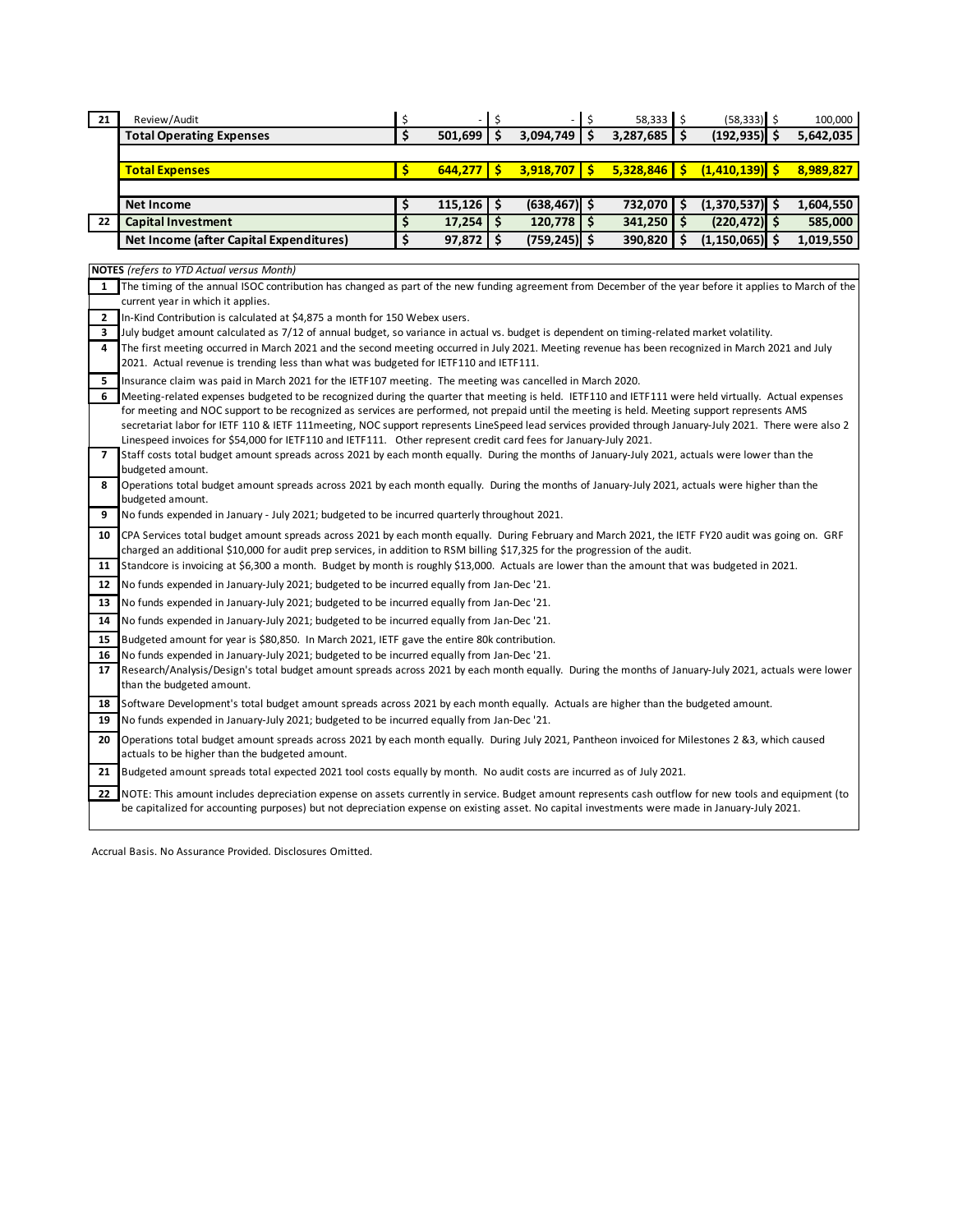| | | | | | | |
|---|---|---|---|---|---|---|
| 21 | Review/Audit | $ - | $ - | $ 58,333 | $ (58,333) | $ 100,000 |
| | **Total Operating Expenses** | **$ 501,699** | **$ 3,094,749** | **$ 3,287,685** | **$ (192,935)** | **$ 5,642,035** |
| | | | | | | |
| | **Total Expenses** | **$ 644,277** | **$ 3,918,707** | **$ 5,328,846** | **$ (1,410,139)** | **$ 8,989,827** |
| | | | | | | |
| | **Net Income** | **$ 115,126** | **$ (638,467)** | **$ 732,070** | **$ (1,370,537)** | **$ 1,604,550** |
| 22 | **Capital Investment** | **$ 17,254** | **$ 120,778** | **$ 341,250** | **$ (220,472)** | **$ 585,000** |
| | **Net Income (after Capital Expenditures)** | **$ 97,872** | **$ (759,245)** | **$ 390,820** | **$ (1,150,065)** | **$ 1,019,550** |

**NOTES** *(refers to YTD Actual versus Month)*

| | |
|---|---|
| **1** | The timing of the annual ISOC contribution has changed as part of the new funding agreement from December of the year before it applies to March of the current year in which it applies. |
| **2** | In-Kind Contribution is calculated at $4,875 a month for 150 Webex users. |
| **3** | July budget amount calculated as 7/12 of annual budget, so variance in actual vs. budget is dependent on timing-related market volatility. |
| **4** | The first meeting occurred in March 2021 and the second meeting occurred in July 2021. Meeting revenue has been recognized in March 2021 and July 2021. Actual revenue is trending less than what was budgeted for IETF110 and IETF111. |
| **5** | Insurance claim was paid in March 2021 for the IETF107 meeting. The meeting was cancelled in March 2020. |
| **6** | Meeting-related expenses budgeted to be recognized during the quarter that meeting is held. IETF110 and IETF111 were held virtually. Actual expenses for meeting and NOC support to be recognized as services are performed, not prepaid until the meeting is held. Meeting support represents AMS secretariat labor for IETF 110 & IETF 111meeting, NOC support represents LineSpeed lead services provided through January-July 2021. There were also 2 Linespeed invoices for $54,000 for IETF110 and IETF111. Other represent credit card fees for January-July 2021. |
| **7** | Staff costs total budget amount spreads across 2021 by each month equally. During the months of January-July 2021, actuals were lower than the budgeted amount. |
| **8** | Operations total budget amount spreads across 2021 by each month equally. During the months of January-July 2021, actuals were higher than the budgeted amount. |
| **9** | No funds expended in January - July 2021; budgeted to be incurred quarterly throughout 2021. |
| **10** | CPA Services total budget amount spreads across 2021 by each month equally. During February and March 2021, the IETF FY20 audit was going on. GRF charged an additional $10,000 for audit prep services, in addition to RSM billing $17,325 for the progression of the audit. |
| **11** | Standcore is invoicing at $6,300 a month. Budget by month is roughly $13,000. Actuals are lower than the amount that was budgeted in 2021. |
| **12** | No funds expended in January-July 2021; budgeted to be incurred equally from Jan-Dec '21. |
| **13** | No funds expended in January-July 2021; budgeted to be incurred equally from Jan-Dec '21. |
| **14** | No funds expended in January-July 2021; budgeted to be incurred equally from Jan-Dec '21. |
| **15** | Budgeted amount for year is $80,850. In March 2021, IETF gave the entire 80k contribution. |
| **16** | No funds expended in January-July 2021; budgeted to be incurred equally from Jan-Dec '21. |
| **17** | Research/Analysis/Design's total budget amount spreads across 2021 by each month equally. During the months of January-July 2021, actuals were lower than the budgeted amount. |
| **18** | Software Development's total budget amount spreads across 2021 by each month equally. Actuals are higher than the budgeted amount. |
| **19** | No funds expended in January-July 2021; budgeted to be incurred equally from Jan-Dec '21. |
| **20** | Operations total budget amount spreads across 2021 by each month equally. During July 2021, Pantheon invoiced for Milestones 2 &3, which caused actuals to be higher than the budgeted amount. |
| **21** | Budgeted amount spreads total expected 2021 tool costs equally by month. No audit costs are incurred as of July 2021. |
| **22** | NOTE: This amount includes depreciation expense on assets currently in service. Budget amount represents cash outflow for new tools and equipment (to be capitalized for accounting purposes) but not depreciation expense on existing asset. No capital investments were made in January-July 2021. |

Accrual Basis. No Assurance Provided. Disclosures Omitted.